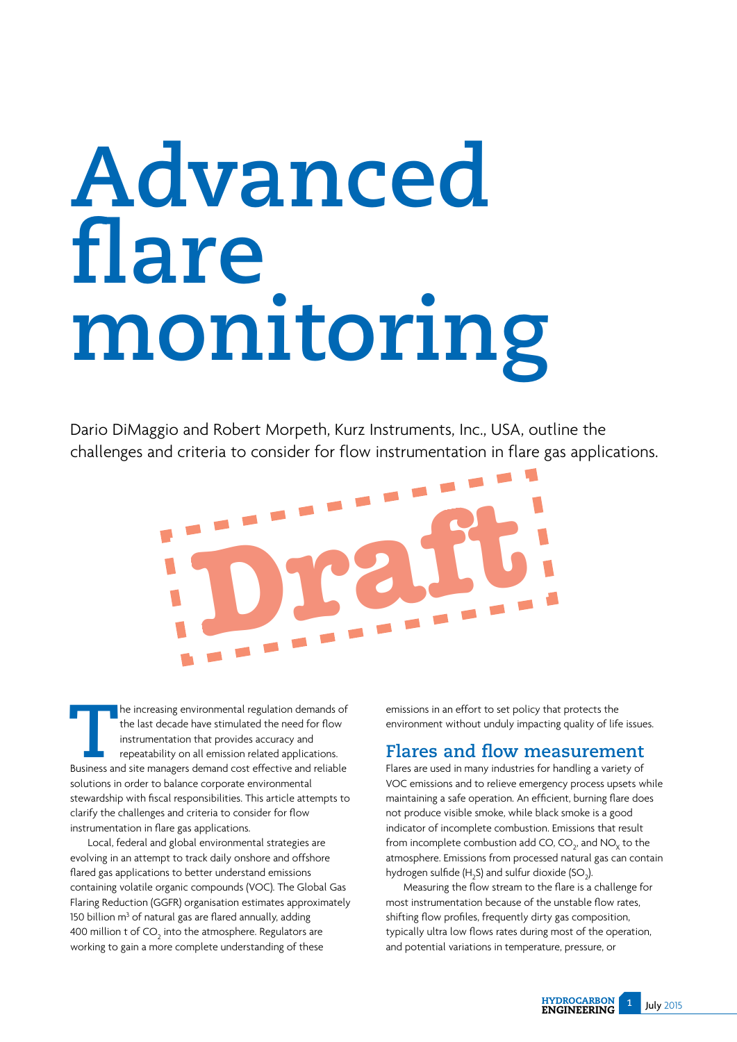# Advanced flare monitoring

Dario DiMaggio and Robert Morpeth, Kurz Instruments, Inc., USA, outline the challenges and criteria to consider for flow instrumentation in flare gas applications.

Draft

The increasing environmental regulation demands of the last decade have stimulated the need for flow instrumentation that provides accuracy and repeatability on all emission related applications. Business and site managers demand cost effective and reliable solutions in order to balance corporate environmental stewardship with fiscal responsibilities. This article attempts to clarify the challenges and criteria to consider for flow instrumentation in flare gas applications.

Local, federal and global environmental strategies are evolving in an attempt to track daily onshore and offshore flared gas applications to better understand emissions containing volatile organic compounds (VOC). The Global Gas Flaring Reduction (GGFR) organisation estimates approximately 150 billion $m^3$ of natural gas are flared annually, adding 400 million t of $CO_2$ into the atmosphere. Regulators are working to gain a more complete understanding of these emissions in an effort to set policy that protects the environment without unduly impacting quality of life issues.

## Flares and flow measurement

Flares are used in many industries for handling a variety of VOC emissions and to relieve emergency process upsets while maintaining a safe operation. An efficient, burning flare does not produce visible smoke, while black smoke is a good indicator of incomplete combustion. Emissions that result from incomplete combustion add CO, $CO_2$, and $NO_X$ to the atmosphere. Emissions from processed natural gas can contain hydrogen sulfide ($H_2S$) and sulfur dioxide ($SO_2$).

Measuring the flow stream to the flare is a challenge for most instrumentation because of the unstable flow rates, shifting flow profiles, frequently dirty gas composition, typically ultra low flows rates during most of the operation, and potential variations in temperature, pressure, or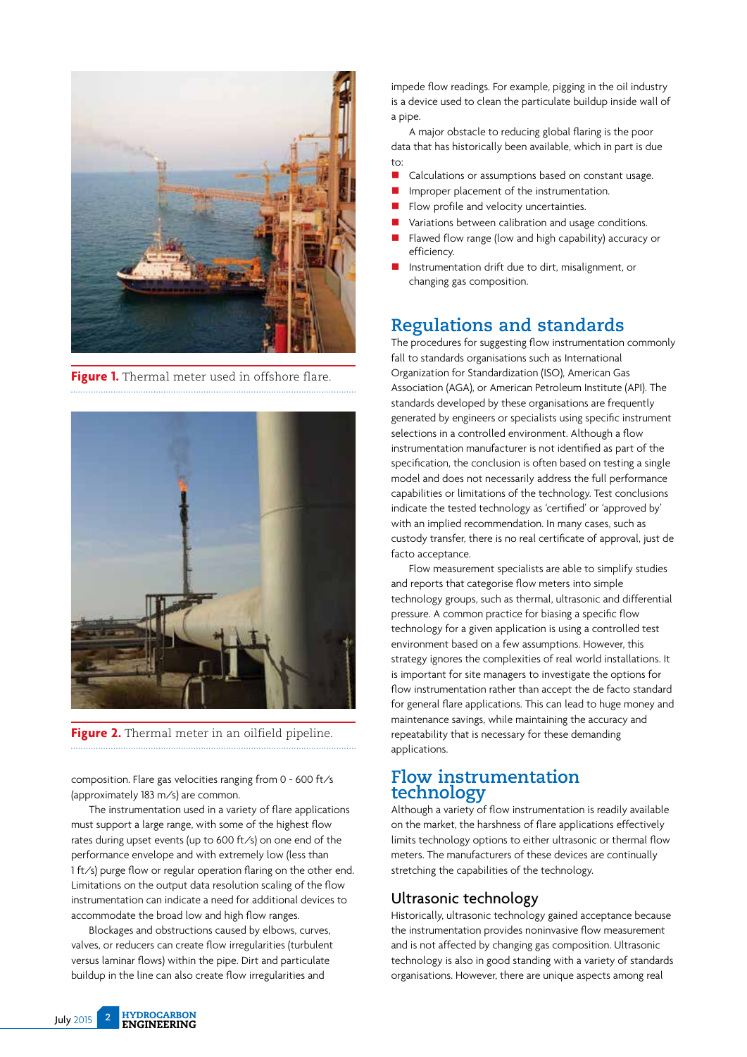Figure 1. Thermal meter used in offshore flare.

Figure 2. Thermal meter in an oilfield pipeline.

composition. Flare gas velocities ranging from 0 - 600 ft/s (approximately 183 m/s) are common.

The instrumentation used in a variety of flare applications must support a large range, with some of the highest flow rates during upset events (up to 600 ft/s) on one end of the performance envelope and with extremely low (less than 1 ft/s) purge flow or regular operation flaring on the other end. Limitations on the output data resolution scaling of the flow instrumentation can indicate a need for additional devices to accommodate the broad low and high flow ranges.

Blockages and obstructions caused by elbows, curves, valves, or reducers can create flow irregularities (turbulent versus laminar flows) within the pipe. Dirt and particulate buildup in the line can also create flow irregularities and impede flow readings. For example, pigging in the oil industry is a device used to clean the particulate buildup inside wall of a pipe.

A major obstacle to reducing global flaring is the poor data that has historically been available, which in part is due to:

- Calculations or assumptions based on constant usage.
- Improper placement of the instrumentation.
- Flow profile and velocity uncertainties.
- Variations between calibration and usage conditions.
- Flawed flow range (low and high capability) accuracy or efficiency.
- Instrumentation drift due to dirt, misalignment, or changing gas composition.

## Regulations and standards

The procedures for suggesting flow instrumentation commonly fall to standards organisations such as International Organization for Standardization (ISO), American Gas Association (AGA), or American Petroleum Institute (API). The standards developed by these organisations are frequently generated by engineers or specialists using specific instrument selections in a controlled environment. Although a flow instrumentation manufacturer is not identified as part of the specification, the conclusion is often based on testing a single model and does not necessarily address the full performance capabilities or limitations of the technology. Test conclusions indicate the tested technology as 'certified' or 'approved by' with an implied recommendation. In many cases, such as custody transfer, there is no real certificate of approval, just de facto acceptance.

Flow measurement specialists are able to simplify studies and reports that categorise flow meters into simple technology groups, such as thermal, ultrasonic and differential pressure. A common practice for biasing a specific flow technology for a given application is using a controlled test environment based on a few assumptions. However, this strategy ignores the complexities of real world installations. It is important for site managers to investigate the options for flow instrumentation rather than accept the de facto standard for general flare applications. This can lead to huge money and maintenance savings, while maintaining the accuracy and repeatability that is necessary for these demanding applications.

## Flow instrumentation technology

Although a variety of flow instrumentation is readily available on the market, the harshness of flare applications effectively limits technology options to either ultrasonic or thermal flow meters. The manufacturers of these devices are continually stretching the capabilities of the technology.

### Ultrasonic technology

Historically, ultrasonic technology gained acceptance because the instrumentation provides noninvasive flow measurement and is not affected by changing gas composition. Ultrasonic technology is also in good standing with a variety of standards organisations. However, there are unique aspects among real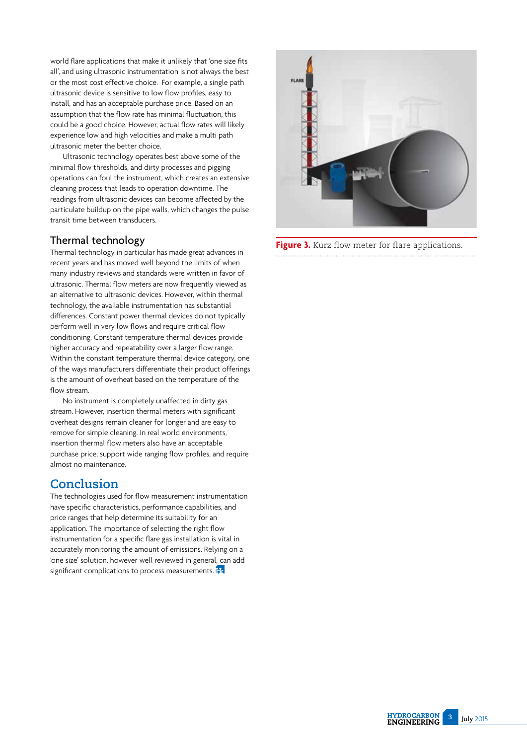world flare applications that make it unlikely that 'one size fits all', and using ultrasonic instrumentation is not always the best or the most cost effective choice. For example, a single path ultrasonic device is sensitive to low flow profiles, easy to install, and has an acceptable purchase price. Based on an assumption that the flow rate has minimal fluctuation, this could be a good choice. However, actual flow rates will likely experience low and high velocities and make a multi path ultrasonic meter the better choice.

Ultrasonic technology operates best above some of the minimal flow thresholds, and dirty processes and pigging operations can foul the instrument, which creates an extensive cleaning process that leads to operation downtime. The readings from ultrasonic devices can become affected by the particulate buildup on the pipe walls, which changes the pulse transit time between transducers.

### Thermal technology

Thermal technology in particular has made great advances in recent years and has moved well beyond the limits of when many industry reviews and standards were written in favor of ultrasonic. Thermal flow meters are now frequently viewed as an alternative to ultrasonic devices. However, within thermal technology, the available instrumentation has substantial differences. Constant power thermal devices do not typically perform well in very low flows and require critical flow conditioning. Constant temperature thermal devices provide higher accuracy and repeatability over a larger flow range. Within the constant temperature thermal device category, one of the ways manufacturers differentiate their product offerings is the amount of overheat based on the temperature of the flow stream.

No instrument is completely unaffected in dirty gas stream. However, insertion thermal meters with significant overheat designs remain cleaner for longer and are easy to remove for simple cleaning. In real world environments, insertion thermal flow meters also have an acceptable purchase price, support wide ranging flow profiles, and require almost no maintenance.

## Conclusion

The technologies used for flow measurement instrumentation have specific characteristics, performance capabilities, and price ranges that help determine its suitability for an application. The importance of selecting the right flow instrumentation for a specific flare gas installation is vital in accurately monitoring the amount of emissions. Relying on a 'one size' solution, however well reviewed in general, can add significant complications to process measurements.

**Figure 3.** Kurz flow meter for flare applications.